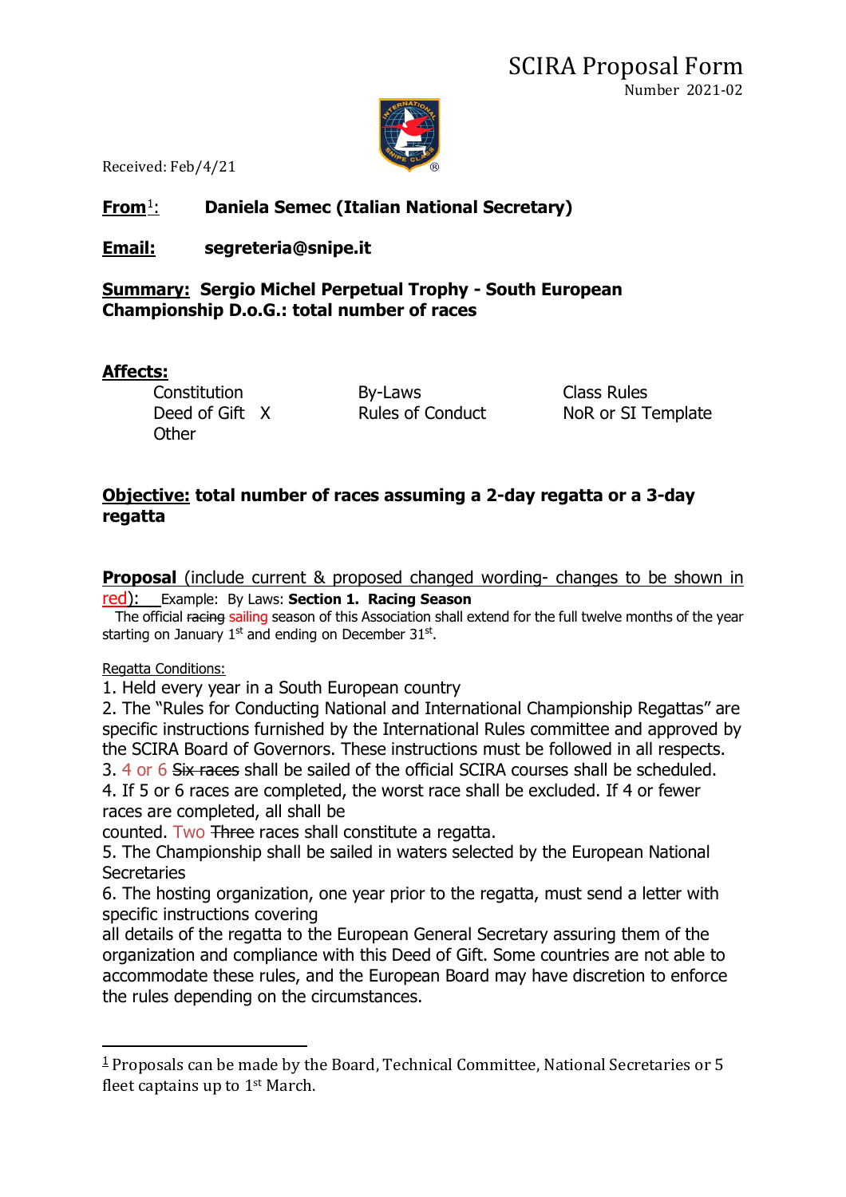# SCIRA Proposal Form

Number 2021-02

Received: Feb/4/21

**From**[1]: **Daniela Semec (Italian National Secretary)**

**Email:** **segreteria@snipe.it**

**Summary: Sergio Michel Perpetual Trophy - South European Championship D.o.G.: total number of races**

**Affects:**

| | | |
|---|---|---|
| Constitution | By-Laws | Class Rules |
| Deed of Gift X | Rules of Conduct | NoR or SI Template |
| Other | | |

**Objective: total number of races assuming a 2-day regatta or a 3-day regatta**

**Proposal** (include current & proposed changed wording- changes to be shown in red): Example: By Laws: **Section 1. Racing Season**

The official ~~racing~~ sailing season of this Association shall extend for the full twelve months of the year starting on January 1st and ending on December 31st.

Regatta Conditions:

1. Held every year in a South European country
2. The "Rules for Conducting National and International Championship Regattas" are specific instructions furnished by the International Rules committee and approved by the SCIRA Board of Governors. These instructions must be followed in all respects.
3. 4 or 6 ~~Six races~~ shall be sailed of the official SCIRA courses shall be scheduled.
4. If 5 or 6 races are completed, the worst race shall be excluded. If 4 or fewer races are completed, all shall be counted. Two ~~Three~~ races shall constitute a regatta.
5. The Championship shall be sailed in waters selected by the European National Secretaries
6. The hosting organization, one year prior to the regatta, must send a letter with specific instructions covering all details of the regatta to the European General Secretary assuring them of the organization and compliance with this Deed of Gift. Some countries are not able to accommodate these rules, and the European Board may have discretion to enforce the rules depending on the circumstances.

---

[1] Proposals can be made by the Board, Technical Committee, National Secretaries or 5 fleet captains up to 1st March.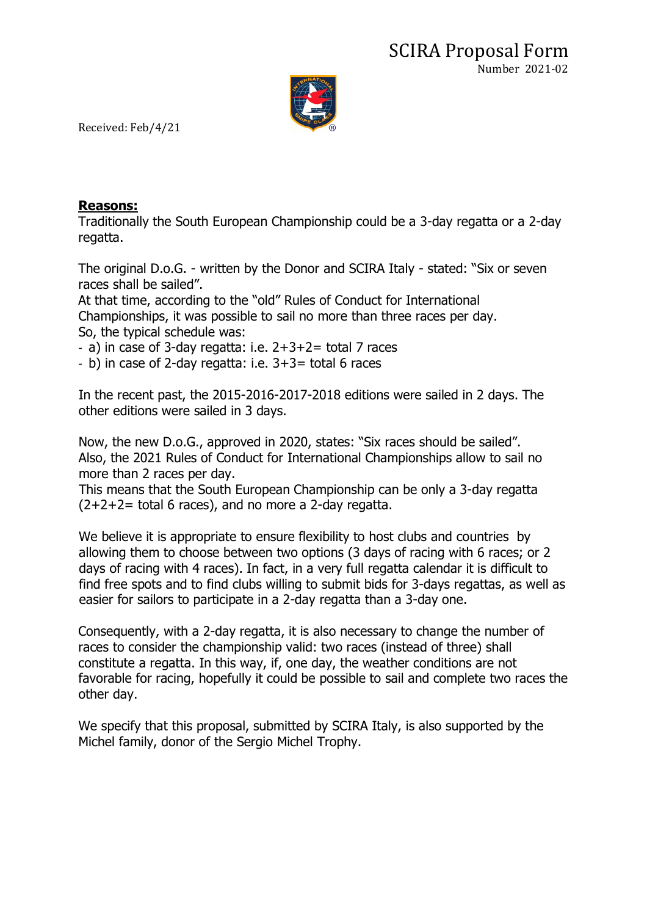# SCIRA Proposal Form

Number 2021-02

Received: Feb/4/21

**Reasons:**

Traditionally the South European Championship could be a 3-day regatta or a 2-day regatta.

The original D.o.G. - written by the Donor and SCIRA Italy - stated: "Six or seven races shall be sailed".
At that time, according to the "old" Rules of Conduct for International Championships, it was possible to sail no more than three races per day.
So, the typical schedule was:

- a) in case of 3-day regatta: i.e. 2+3+2= total 7 races
- b) in case of 2-day regatta: i.e. 3+3= total 6 races

In the recent past, the 2015-2016-2017-2018 editions were sailed in 2 days. The other editions were sailed in 3 days.

Now, the new D.o.G., approved in 2020, states: "Six races should be sailed".
Also, the 2021 Rules of Conduct for International Championships allow to sail no more than 2 races per day.
This means that the South European Championship can be only a 3-day regatta (2+2+2= total 6 races), and no more a 2-day regatta.

We believe it is appropriate to ensure flexibility to host clubs and countries by allowing them to choose between two options (3 days of racing with 6 races; or 2 days of racing with 4 races). In fact, in a very full regatta calendar it is difficult to find free spots and to find clubs willing to submit bids for 3-days regattas, as well as easier for sailors to participate in a 2-day regatta than a 3-day one.

Consequently, with a 2-day regatta, it is also necessary to change the number of races to consider the championship valid: two races (instead of three) shall constitute a regatta. In this way, if, one day, the weather conditions are not favorable for racing, hopefully it could be possible to sail and complete two races the other day.

We specify that this proposal, submitted by SCIRA Italy, is also supported by the Michel family, donor of the Sergio Michel Trophy.